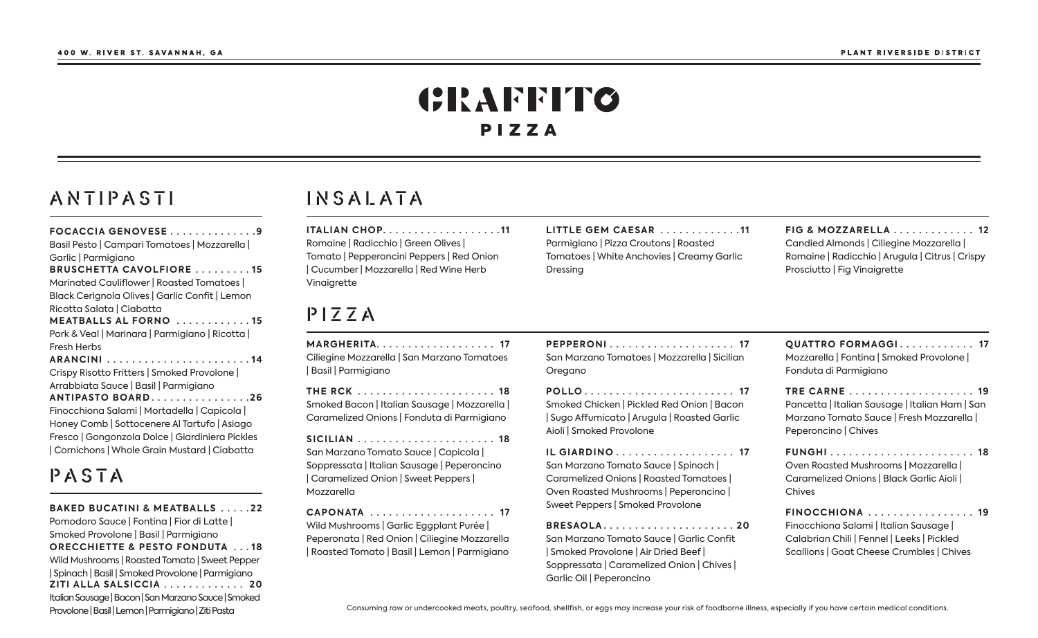400 W. RIVER ST. SAVANNAH, GA

PLANT RIVERSIDE DISTRICT

# GRAFFITO
## PIZZA

## ANTIPASTI

**FOCACCIA GENOVESE . . . . . . . . . . . . . .9**
Basil Pesto | Campari Tomatoes | Mozzarella | Garlic | Parmigiano

**BRUSCHETTA CAVOLFIORE . . . . . . . . . 15**
Marinated Cauliflower | Roasted Tomatoes | Black Cerignola Olives | Garlic Confit | Lemon Ricotta Salata | Ciabatta

**MEATBALLS AL FORNO . . . . . . . . . . . . 15**
Pork & Veal | Marinara | Parmigiano | Ricotta | Fresh Herbs

**ARANCINI . . . . . . . . . . . . . . . . . . . . . . . 14**
Crispy Risotto Fritters | Smoked Provolone | Arrabbiata Sauce | Basil | Parmigiano

**ANTIPASTO BOARD. . . . . . . . . . . . . . . .26**
Finocchiona Salami | Mortadella | Capicola | Honey Comb | Sottocenere Al Tartufo | Asiago Fresco | Gongonzola Dolce | Giardiniera Pickles | Cornichons | Whole Grain Mustard | Ciabatta

## PASTA

**BAKED BUCATINI & MEATBALLS . . . . . 22**
Pomodoro Sauce | Fontina | Fior di Latte | Smoked Provolone | Basil | Parmigiano

**ORECCHIETTE & PESTO FONDUTA . . . 18**
Wild Mushrooms | Roasted Tomato | Sweet Pepper | Spinach | Basil | Smoked Provolone | Parmigiano

**ZITI ALLA SALSICCIA . . . . . . . . . . . . . 20**
Italian Sausage | Bacon | San Marzano Sauce | Smoked Provolone | Basil | Lemon | Parmigiano | Ziti Pasta

## INSALATA

**ITALIAN CHOP. . . . . . . . . . . . . . . . . . .11**
Romaine | Radicchio | Green Olives | Tomato | Pepperoncini Peppers | Red Onion | Cucumber | Mozzarella | Red Wine Herb Vinaigrette

**LITTLE GEM CAESAR . . . . . . . . . . . . .11**
Parmigiano | Pizza Croutons | Roasted Tomatoes | White Anchovies | Creamy Garlic Dressing

**FIG & MOZZARELLA . . . . . . . . . . . . . 12**
Candied Almonds | Ciliegine Mozzarella | Romaine | Radicchio | Arugula | Citrus | Crispy Prosciutto | Fig Vinaigrette

## PIZZA

**MARGHERITA. . . . . . . . . . . . . . . . . . . 17**
Ciliegine Mozzarella | San Marzano Tomatoes | Basil | Parmigiano

**THE RCK . . . . . . . . . . . . . . . . . . . . . . 18**
Smoked Bacon | Italian Sausage | Mozzarella | Caramelized Onions | Fonduta di Parmigiano

**SICILIAN . . . . . . . . . . . . . . . . . . . . . . 18**
San Marzano Tomato Sauce | Capicola | Soppressata | Italian Sausage | Peperoncino | Caramelized Onion | Sweet Peppers | Mozzarella

**CAPONATA . . . . . . . . . . . . . . . . . . . . 17**
Wild Mushrooms | Garlic Eggplant Purée | Peperonata | Red Onion | Ciliegine Mozzarella | Roasted Tomato | Basil | Lemon | Parmigiano

**PEPPERONI . . . . . . . . . . . . . . . . . . . . 17**
San Marzano Tomatoes | Mozzarella | Sicilian Oregano

**POLLO. . . . . . . . . . . . . . . . . . . . . . . . 17**
Smoked Chicken | Pickled Red Onion | Bacon | Sugo Affumicato | Arugula | Roasted Garlic Aioli | Smoked Provolone

**IL GIARDINO . . . . . . . . . . . . . . . . . . . 17**
San Marzano Tomato Sauce | Spinach | Caramelized Onions | Roasted Tomatoes | Oven Roasted Mushrooms | Peperoncino | Sweet Peppers | Smoked Provolone

**BRESAOLA. . . . . . . . . . . . . . . . . . . . . 20**
San Marzano Tomato Sauce | Garlic Confit | Smoked Provolone | Air Dried Beef | Soppressata | Caramelized Onion | Chives | Garlic Oil | Peperoncino

**QUATTRO FORMAGGI . . . . . . . . . . . . 17**
Mozzarella | Fontina | Smoked Provolone | Fonduta di Parmigiano

**TRE CARNE . . . . . . . . . . . . . . . . . . . . 19**
Pancetta | Italian Sausage | Italian Ham | San Marzano Tomato Sauce | Fresh Mozzarella | Peperoncino | Chives

**FUNGHI . . . . . . . . . . . . . . . . . . . . . . . 18**
Oven Roasted Mushrooms | Mozzarella | Caramelized Onions | Black Garlic Aioli | Chives

**FINOCCHIONA . . . . . . . . . . . . . . . . . 19**
Finocchiona Salami | Italian Sausage | Calabrian Chili | Fennel | Leeks | Pickled Scallions | Goat Cheese Crumbles | Chives

Consuming raw or undercooked meats, poultry, seafood, shellfish, or eggs may increase your risk of foodborne illness, especially if you have certain medical conditions.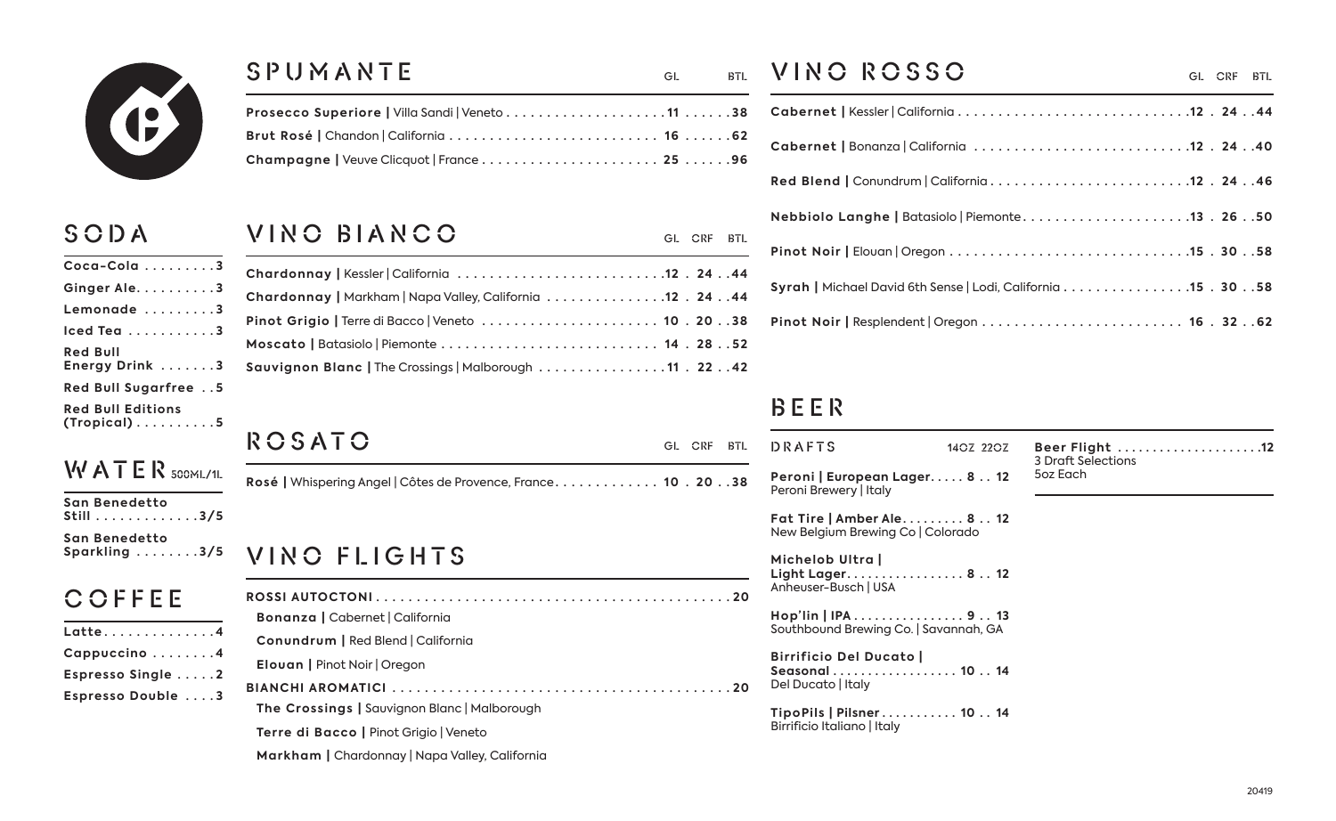## SODA

| | |
|---|---|
| Coca-Cola | 3 |
| Ginger Ale | 3 |
| Lemonade | 3 |
| Iced Tea | 3 |
| Red Bull Energy Drink | 3 |
| Red Bull Sugarfree | 5 |
| Red Bull Editions (Tropical) | 5 |

## WATER 500ML/1L

| | |
|---|---|
| San Benedetto Still | 3/5 |
| San Benedetto Sparkling | 3/5 |

## COFFEE

| | |
|---|---|
| Latte | 4 |
| Cappuccino | 4 |
| Espresso Single | 2 |
| Espresso Double | 3 |

## SPUMANTE

| | GL | BTL |
|---|---|---|
| **Prosecco Superiore \|** Villa Sandi \| Veneto | 11 | 38 |
| **Brut Rosé \|** Chandon \| California | 16 | 62 |
| **Champagne \|** Veuve Clicquot \| France | 25 | 96 |

## VINO BIANCO

| | GL | CRF | BTL |
|---|---|---|---|
| **Chardonnay \|** Kessler \| California | 12 | 24 | 44 |
| **Chardonnay \|** Markham \| Napa Valley, California | 12 | 24 | 44 |
| **Pinot Grigio \|** Terre di Bacco \| Veneto | 10 | 20 | 38 |
| **Moscato \|** Batasiolo \| Piemonte | 14 | 28 | 52 |
| **Sauvignon Blanc \|** The Crossings \| Malborough | 11 | 22 | 42 |

## ROSATO

| | GL | CRF | BTL |
|---|---|---|---|
| **Rosé \|** Whispering Angel \| Côtes de Provence, France | 10 | 20 | 38 |

## VINO FLIGHTS

**ROSSI AUTOCTONI** .... 20
- **Bonanza |** Cabernet | California
- **Conundrum |** Red Blend | California
- **Elouan |** Pinot Noir | Oregon

**BIANCHI AROMATICI** .... 20
- **The Crossings |** Sauvignon Blanc | Malborough
- **Terre di Bacco |** Pinot Grigio | Veneto
- **Markham |** Chardonnay | Napa Valley, California

## VINO ROSSO

| | GL | CRF | BTL |
|---|---|---|---|
| **Cabernet \|** Kessler \| California | 12 | 24 | 44 |
| **Cabernet \|** Bonanza \| California | 12 | 24 | 40 |
| **Red Blend \|** Conundrum \| California | 12 | 24 | 46 |
| **Nebbiolo Langhe \|** Batasiolo \| Piemonte | 13 | 26 | 50 |
| **Pinot Noir \|** Elouan \| Oregon | 15 | 30 | 58 |
| **Syrah \|** Michael David 6th Sense \| Lodi, California | 15 | 30 | 58 |
| **Pinot Noir \|** Resplendent \| Oregon | 16 | 32 | 62 |

## BEER

| DRAFTS | 14OZ | 22OZ |
|---|---|---|
| **Peroni \| European Lager** Peroni Brewery \| Italy | 8 | 12 |
| **Fat Tire \| Amber Ale** New Belgium Brewing Co \| Colorado | 8 | 12 |
| **Michelob Ultra \| Light Lager** Anheuser-Busch \| USA | 8 | 12 |
| **Hop'lin \| IPA** Southbound Brewing Co. \| Savannah, GA | 9 | 13 |
| **Birrificio Del Ducato \| Seasonal** Del Ducato \| Italy | 10 | 14 |
| **TipoPils \| Pilsner** Birrificio Italiano \| Italy | 10 | 14 |

**Beer Flight** .... 12
3 Draft Selections
5oz Each